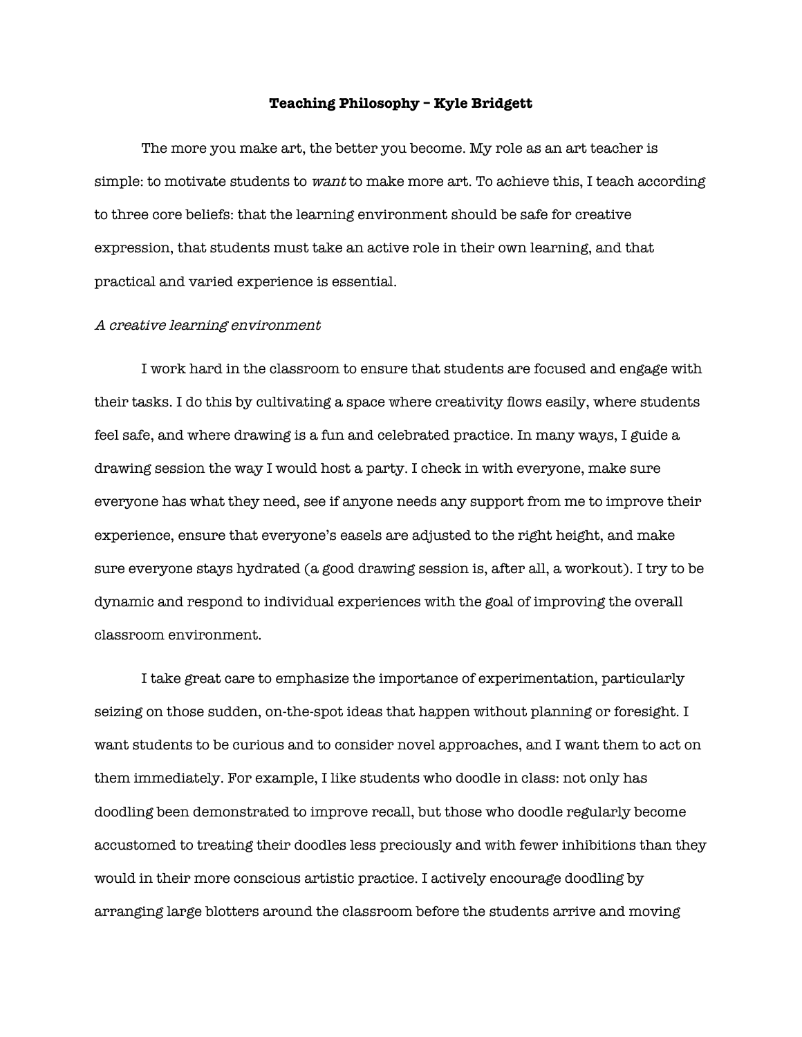**Teaching Philosophy – Kyle Bridgett**

The more you make art, the better you become. My role as an art teacher is simple: to motivate students to *want* to make more art. To achieve this, I teach according to three core beliefs: that the learning environment should be safe for creative expression, that students must take an active role in their own learning, and that practical and varied experience is essential.

*A creative learning environment*

I work hard in the classroom to ensure that students are focused and engage with their tasks. I do this by cultivating a space where creativity flows easily, where students feel safe, and where drawing is a fun and celebrated practice. In many ways, I guide a drawing session the way I would host a party. I check in with everyone, make sure everyone has what they need, see if anyone needs any support from me to improve their experience, ensure that everyone's easels are adjusted to the right height, and make sure everyone stays hydrated (a good drawing session is, after all, a workout). I try to be dynamic and respond to individual experiences with the goal of improving the overall classroom environment.

I take great care to emphasize the importance of experimentation, particularly seizing on those sudden, on-the-spot ideas that happen without planning or foresight. I want students to be curious and to consider novel approaches, and I want them to act on them immediately. For example, I like students who doodle in class: not only has doodling been demonstrated to improve recall, but those who doodle regularly become accustomed to treating their doodles less preciously and with fewer inhibitions than they would in their more conscious artistic practice. I actively encourage doodling by arranging large blotters around the classroom before the students arrive and moving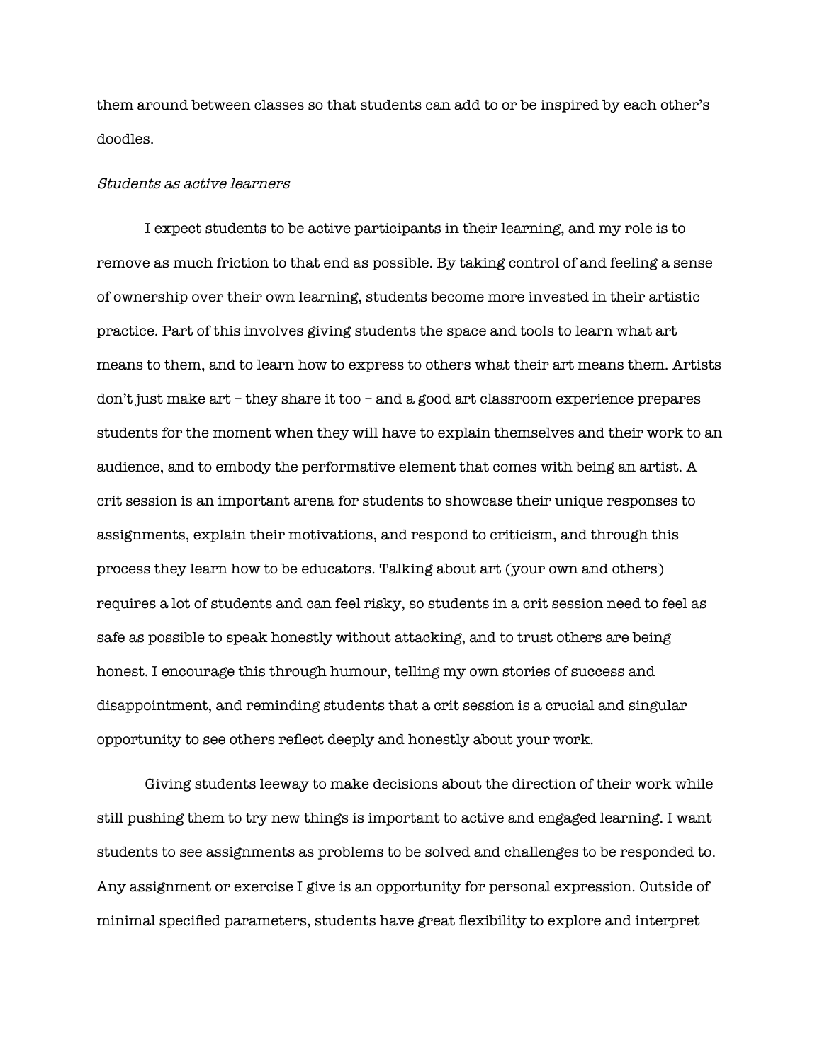them around between classes so that students can add to or be inspired by each other's doodles.

*Students as active learners*

I expect students to be active participants in their learning, and my role is to remove as much friction to that end as possible. By taking control of and feeling a sense of ownership over their own learning, students become more invested in their artistic practice. Part of this involves giving students the space and tools to learn what art means to them, and to learn how to express to others what their art means them. Artists don't just make art – they share it too – and a good art classroom experience prepares students for the moment when they will have to explain themselves and their work to an audience, and to embody the performative element that comes with being an artist. A crit session is an important arena for students to showcase their unique responses to assignments, explain their motivations, and respond to criticism, and through this process they learn how to be educators. Talking about art (your own and others) requires a lot of students and can feel risky, so students in a crit session need to feel as safe as possible to speak honestly without attacking, and to trust others are being honest. I encourage this through humour, telling my own stories of success and disappointment, and reminding students that a crit session is a crucial and singular opportunity to see others reflect deeply and honestly about your work.

Giving students leeway to make decisions about the direction of their work while still pushing them to try new things is important to active and engaged learning. I want students to see assignments as problems to be solved and challenges to be responded to. Any assignment or exercise I give is an opportunity for personal expression. Outside of minimal specified parameters, students have great flexibility to explore and interpret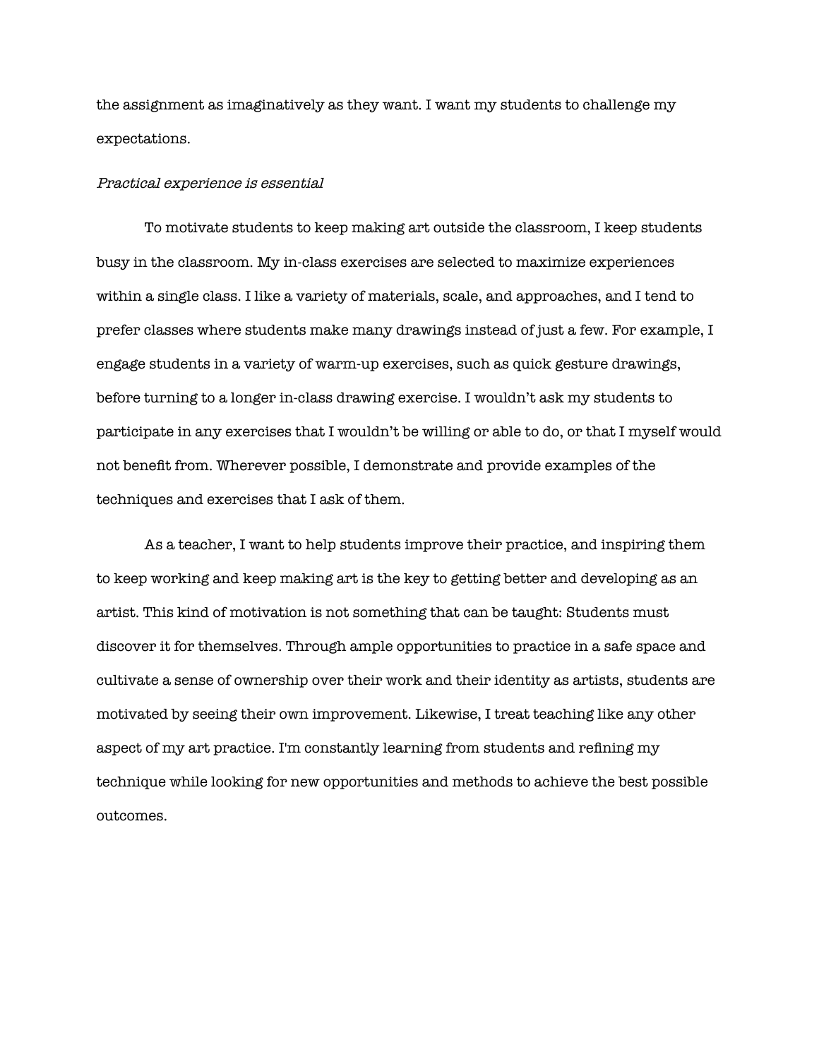the assignment as imaginatively as they want. I want my students to challenge my expectations.

*Practical experience is essential*

To motivate students to keep making art outside the classroom, I keep students busy in the classroom. My in-class exercises are selected to maximize experiences within a single class. I like a variety of materials, scale, and approaches, and I tend to prefer classes where students make many drawings instead of just a few. For example, I engage students in a variety of warm-up exercises, such as quick gesture drawings, before turning to a longer in-class drawing exercise. I wouldn't ask my students to participate in any exercises that I wouldn't be willing or able to do, or that I myself would not benefit from. Wherever possible, I demonstrate and provide examples of the techniques and exercises that I ask of them.

As a teacher, I want to help students improve their practice, and inspiring them to keep working and keep making art is the key to getting better and developing as an artist. This kind of motivation is not something that can be taught: Students must discover it for themselves. Through ample opportunities to practice in a safe space and cultivate a sense of ownership over their work and their identity as artists, students are motivated by seeing their own improvement. Likewise, I treat teaching like any other aspect of my art practice. I'm constantly learning from students and refining my technique while looking for new opportunities and methods to achieve the best possible outcomes.